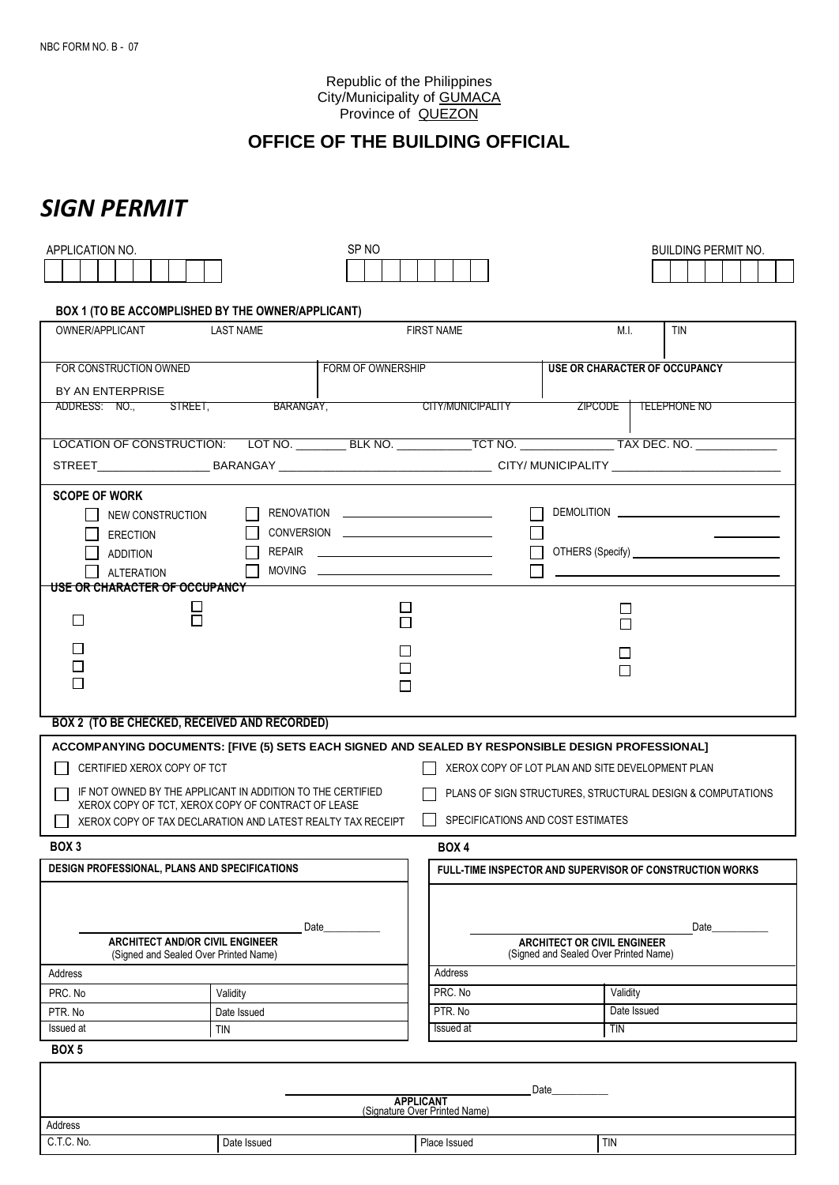NBC FORM NO. B - 07

Republic of the Philippines
City/Municipality of GUMACA
Province of QUEZON

## OFFICE OF THE BUILDING OFFICIAL

# *SIGN PERMIT*

| APPLICATION NO. | SP NO | BUILDING PERMIT NO. |
|---|---|---|
| | | |

**BOX 1 (TO BE ACCOMPLISHED BY THE OWNER/APPLICANT)**

| OWNER/APPLICANT | LAST NAME | FIRST NAME | M.I. | TIN |
|---|---|---|---|---|
| FOR CONSTRUCTION OWNED BY AN ENTERPRISE | FORM OF OWNERSHIP | | **USE OR CHARACTER OF OCCUPANCY** | |
| ADDRESS: NO., STREET, BARANGAY, | CITY/MUNICIPALITY | | ZIPCODE | TELEPHONE NO |

LOCATION OF CONSTRUCTION: LOT NO. ________ BLK NO. ___________TCT NO. ______________ TAX DEC. NO. ____________

STREET_________________ BARANGAY _______________________________ CITY/ MUNICIPALITY ________________________

**SCOPE OF WORK**

- ☐ NEW CONSTRUCTION
- ☐ ERECTION
- ☐ ADDITION
- ☐ ALTERATION
- ☐ RENOVATION ______________________
- ☐ CONVERSION ______________________
- ☐ REPAIR ______________________
- ☐ MOVING ______________________
- ☐ DEMOLITION ______________________
- ☐ __________
- ☐ OTHERS (Specify) ______________________
- ☐ ______________________

**USE OR CHARACTER OF OCCUPANCY**

☐ ☐ ☐ ☐ ☐ ☐ ☐ ☐ ☐ ☐ ☐ ☐ ☐ ☐ ☐ ☐

**BOX 2 (TO BE CHECKED, RECEIVED AND RECORDED)**

**ACCOMPANYING DOCUMENTS: [FIVE (5) SETS EACH SIGNED AND SEALED BY RESPONSIBLE DESIGN PROFESSIONAL]**

- ☐ CERTIFIED XEROX COPY OF TCT
- ☐ IF NOT OWNED BY THE APPLICANT IN ADDITION TO THE CERTIFIED XEROX COPY OF TCT, XEROX COPY OF CONTRACT OF LEASE
- ☐ XEROX COPY OF TAX DECLARATION AND LATEST REALTY TAX RECEIPT
- ☐ XEROX COPY OF LOT PLAN AND SITE DEVELOPMENT PLAN
- ☐ PLANS OF SIGN STRUCTURES, STRUCTURAL DESIGN & COMPUTATIONS
- ☐ SPECIFICATIONS AND COST ESTIMATES

**BOX 3**

**DESIGN PROFESSIONAL, PLANS AND SPECIFICATIONS**

_________________________________ Date__________
**ARCHITECT AND/OR CIVIL ENGINEER**
(Signed and Sealed Over Printed Name)

| Address | |
|---|---|
| PRC. No | Validity |
| PTR. No | Date Issued |
| Issued at | TIN |

**BOX 4**

**FULL-TIME INSPECTOR AND SUPERVISOR OF CONSTRUCTION WORKS**

_________________________________ Date__________
**ARCHITECT OR CIVIL ENGINEER**
(Signed and Sealed Over Printed Name)

| Address | |
|---|---|
| PRC. No | Validity |
| PTR. No | Date Issued |
| Issued at | TIN |

**BOX 5**

_________________________________ Date__________
**APPLICANT**
(Signature Over Printed Name)

| Address | | | |
|---|---|---|---|
| C.T.C. No. | Date Issued | Place Issued | TIN |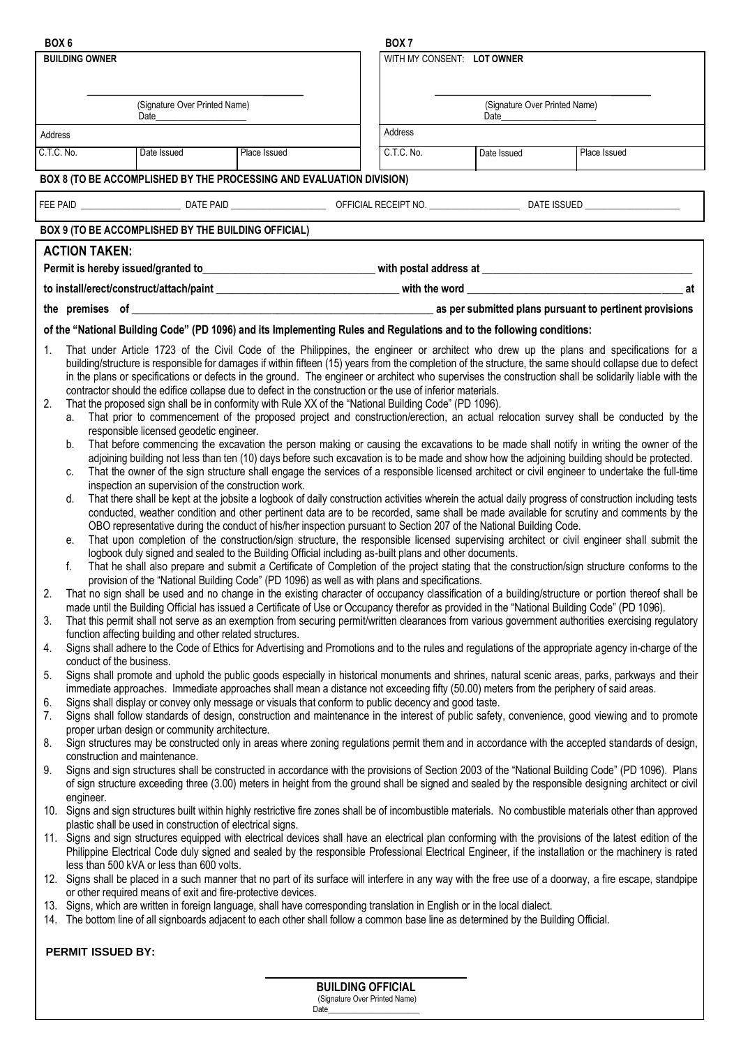| BOX 6 | | | BOX 7 | | |
|---|---|---|---|---|---|
| **BUILDING OWNER** | | | WITH MY CONSENT: **LOT OWNER** | | |
| _________________ (Signature Over Printed Name) Date___________ | | | _________________ (Signature Over Printed Name) Date___________ | | |
| Address | | | Address | | |
| C.T.C. No. | Date Issued | Place Issued | C.T.C. No. | Date Issued | Place Issued |

**BOX 8 (TO BE ACCOMPLISHED BY THE PROCESSING AND EVALUATION DIVISION)**

FEE PAID ____________ DATE PAID ____________ OFFICIAL RECEIPT NO. ____________ DATE ISSUED ____________

**BOX 9 (TO BE ACCOMPLISHED BY THE BUILDING OFFICIAL)**

## ACTION TAKEN:

**Permit is hereby issued/granted to**_________________________ **with postal address at** _________________________

**to install/erect/construct/attach/paint** _________________________ **with the word** _________________________ **at**

**the premises of** _________________________ **as per submitted plans pursuant to pertinent provisions**

**of the "National Building Code" (PD 1096) and its Implementing Rules and Regulations and to the following conditions:**

1. That under Article 1723 of the Civil Code of the Philippines, the engineer or architect who drew up the plans and specifications for a building/structure is responsible for damages if within fifteen (15) years from the completion of the structure, the same should collapse due to defect in the plans or specifications or defects in the ground. The engineer or architect who supervises the construction shall be solidarily liable with the contractor should the edifice collapse due to defect in the construction or the use of inferior materials.
2. That the proposed sign shall be in conformity with Rule XX of the "National Building Code" (PD 1096).
   a. That prior to commencement of the proposed project and construction/erection, an actual relocation survey shall be conducted by the responsible licensed geodetic engineer.
   b. That before commencing the excavation the person making or causing the excavations to be made shall notify in writing the owner of the adjoining building not less than ten (10) days before such excavation is to be made and show how the adjoining building should be protected.
   c. That the owner of the sign structure shall engage the services of a responsible licensed architect or civil engineer to undertake the full-time inspection an supervision of the construction work.
   d. That there shall be kept at the jobsite a logbook of daily construction activities wherein the actual daily progress of construction including tests conducted, weather condition and other pertinent data are to be recorded, same shall be made available for scrutiny and comments by the OBO representative during the conduct of his/her inspection pursuant to Section 207 of the National Building Code.
   e. That upon completion of the construction/sign structure, the responsible licensed supervising architect or civil engineer shall submit the logbook duly signed and sealed to the Building Official including as-built plans and other documents.
   f. That he shall also prepare and submit a Certificate of Completion of the project stating that the construction/sign structure conforms to the provision of the "National Building Code" (PD 1096) as well as with plans and specifications.
2. That no sign shall be used and no change in the existing character of occupancy classification of a building/structure or portion thereof shall be made until the Building Official has issued a Certificate of Use or Occupancy therefor as provided in the "National Building Code" (PD 1096).
3. That this permit shall not serve as an exemption from securing permit/written clearances from various government authorities exercising regulatory function affecting building and other related structures.
4. Signs shall adhere to the Code of Ethics for Advertising and Promotions and to the rules and regulations of the appropriate agency in-charge of the conduct of the business.
5. Signs shall promote and uphold the public goods especially in historical monuments and shrines, natural scenic areas, parks, parkways and their immediate approaches. Immediate approaches shall mean a distance not exceeding fifty (50.00) meters from the periphery of said areas.
6. Signs shall display or convey only message or visuals that conform to public decency and good taste.
7. Signs shall follow standards of design, construction and maintenance in the interest of public safety, convenience, good viewing and to promote proper urban design or community architecture.
8. Sign structures may be constructed only in areas where zoning regulations permit them and in accordance with the accepted standards of design, construction and maintenance.
9. Signs and sign structures shall be constructed in accordance with the provisions of Section 2003 of the "National Building Code" (PD 1096). Plans of sign structure exceeding three (3.00) meters in height from the ground shall be signed and sealed by the responsible designing architect or civil engineer.
10. Signs and sign structures built within highly restrictive fire zones shall be of incombustible materials. No combustible materials other than approved plastic shall be used in construction of electrical signs.
11. Signs and sign structures equipped with electrical devices shall have an electrical plan conforming with the provisions of the latest edition of the Philippine Electrical Code duly signed and sealed by the responsible Professional Electrical Engineer, if the installation or the machinery is rated less than 500 kVA or less than 600 volts.
12. Signs shall be placed in a such manner that no part of its surface will interfere in any way with the free use of a doorway, a fire escape, standpipe or other required means of exit and fire-protective devices.
13. Signs, which are written in foreign language, shall have corresponding translation in English or in the local dialect.
14. The bottom line of all signboards adjacent to each other shall follow a common base line as determined by the Building Official.

**PERMIT ISSUED BY:**

_________________________

**BUILDING OFFICIAL**
(Signature Over Printed Name)
Date___________